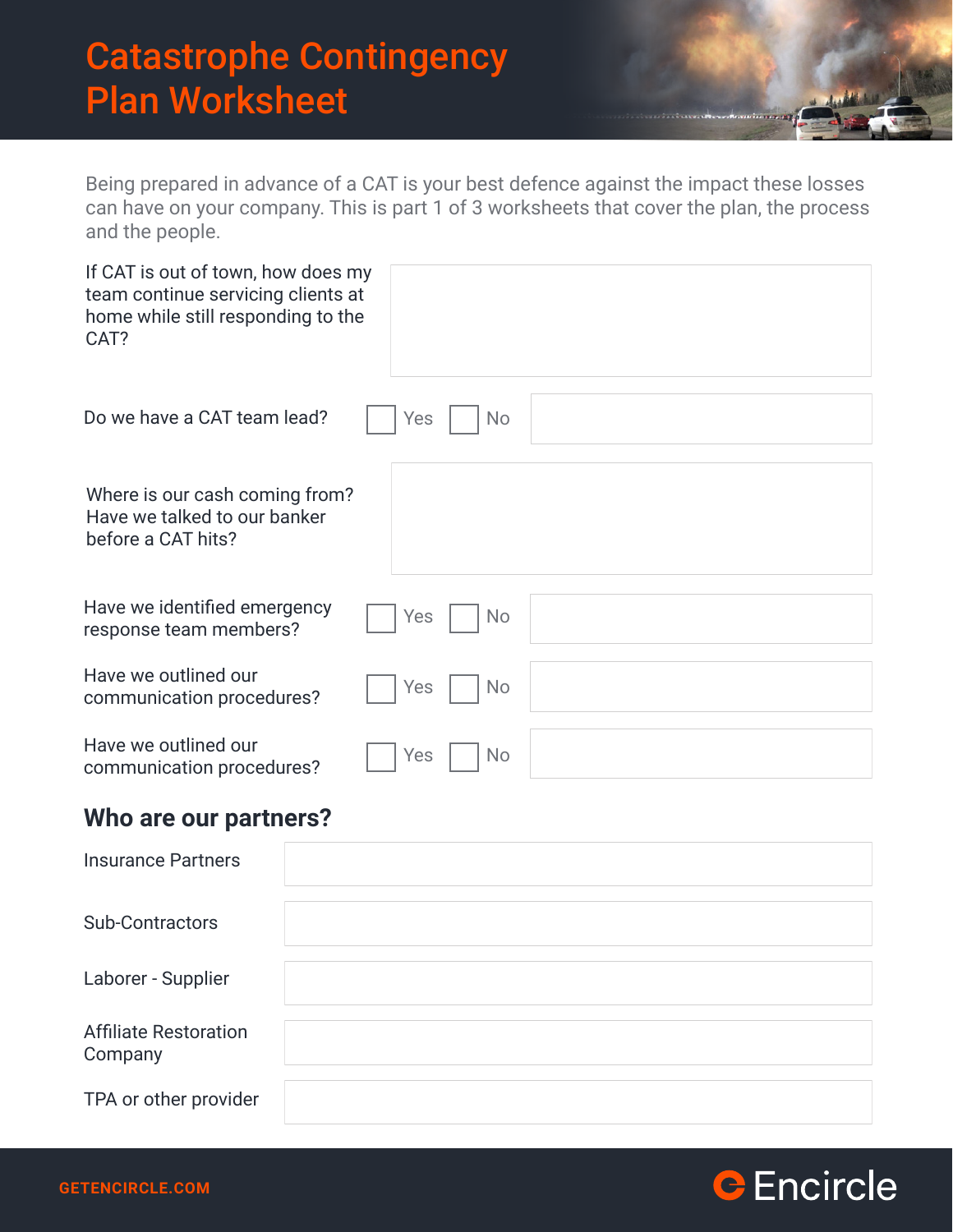# Catastrophe Contingency Plan Worksheet

Being prepared in advance of a CAT is your best defence against the impact these losses can have on your company. This is part 1 of 3 worksheets that cover the plan, the process and the people.

If CAT is out of town, how does my team continue servicing clients at home while still responding to the CAT?

Do we have a CAT team lead? ☐ Yes ☐ No

Where is our cash coming from? Have we talked to our banker before a CAT hits?

Have we identified emergency response team members? ☐ Yes ☐ No

Have we outlined our communication procedures? ☐ Yes ☐ No

Have we outlined our communication procedures? ☐ Yes ☐ No

## Who are our partners?

Insurance Partners

Sub-Contractors

Laborer - Supplier

Affiliate Restoration Company

TPA or other provider

GETENCIRCLE.COM

Encircle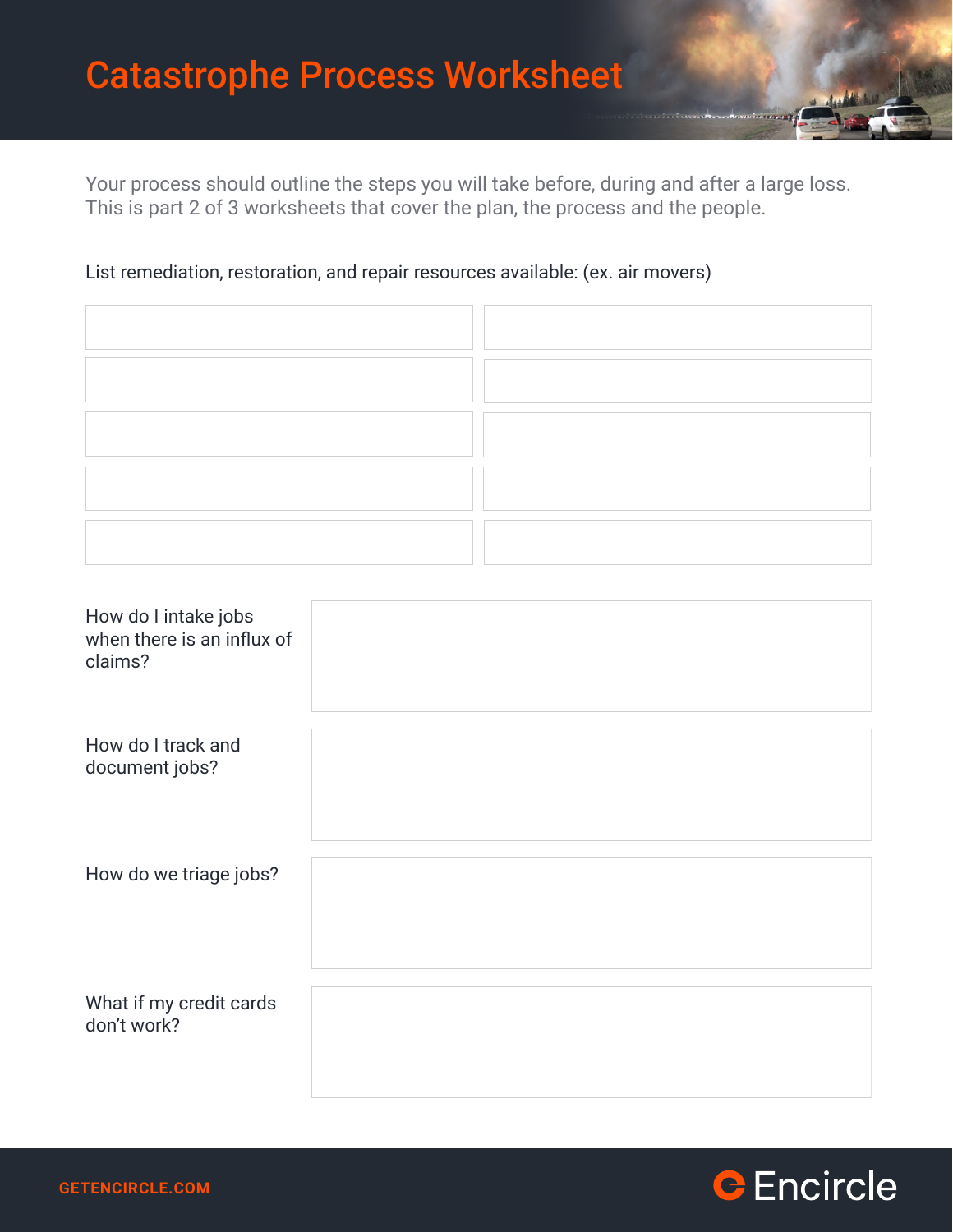# Catastrophe Process Worksheet

Your process should outline the steps you will take before, during and after a large loss. This is part 2 of 3 worksheets that cover the plan, the process and the people.

List remediation, restoration, and repair resources available: (ex. air movers)

| | |
|---|---|
| | |
| | |
| | |
| | |
| | |

How do I intake jobs when there is an influx of claims?

How do I track and document jobs?

How do we triage jobs?

What if my credit cards don't work?

GETENCIRCLE.COM

Encircle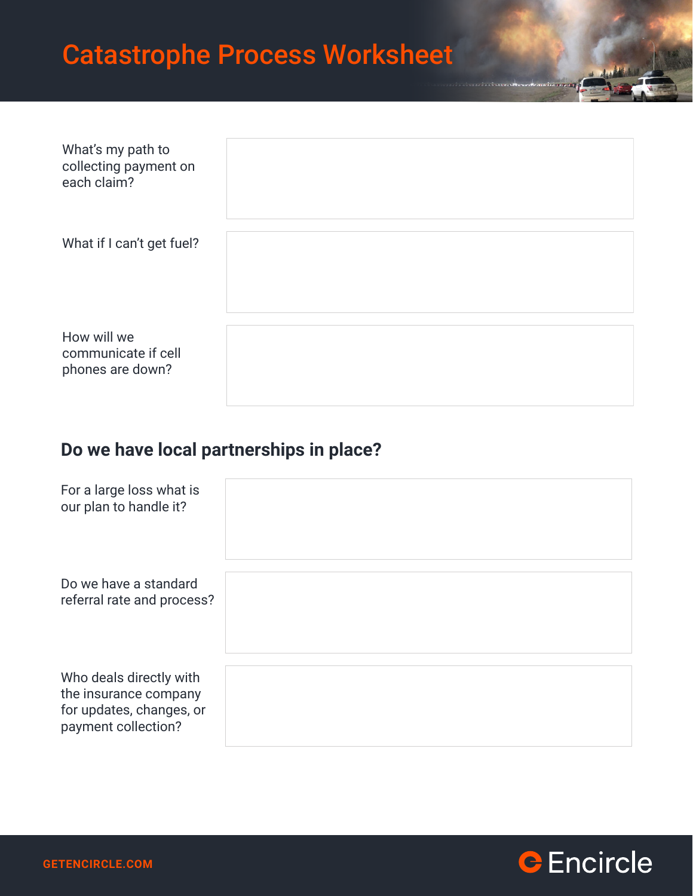# Catastrophe Process Worksheet

| | |
|---|---|
| What's my path to collecting payment on each claim? | |
| What if I can't get fuel? | |
| How will we communicate if cell phones are down? | |

## Do we have local partnerships in place?

| | |
|---|---|
| For a large loss what is our plan to handle it? | |
| Do we have a standard referral rate and process? | |
| Who deals directly with the insurance company for updates, changes, or payment collection? | |

GETENCIRCLE.COM

Encircle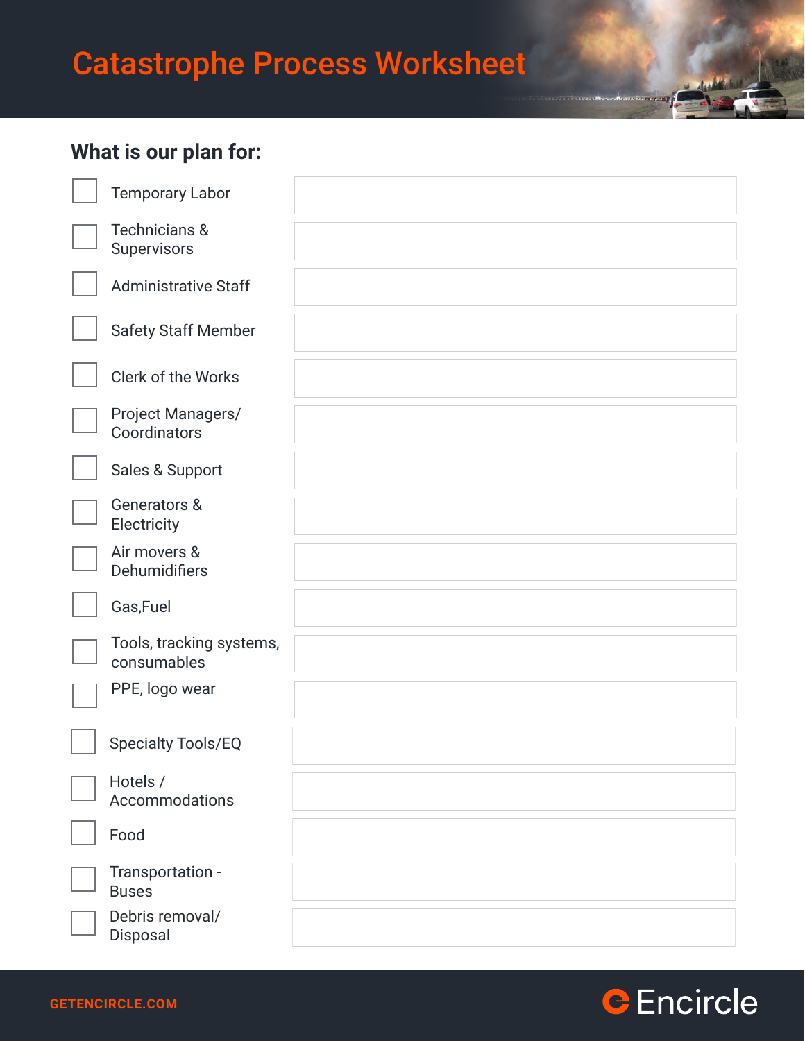# Catastrophe Process Worksheet

## What is our plan for:

| | Item | Plan |
|---|---|---|
| ☐ | Temporary Labor | |
| ☐ | Technicians & Supervisors | |
| ☐ | Administrative Staff | |
| ☐ | Safety Staff Member | |
| ☐ | Clerk of the Works | |
| ☐ | Project Managers/ Coordinators | |
| ☐ | Sales & Support | |
| ☐ | Generators & Electricity | |
| ☐ | Air movers & Dehumidifiers | |
| ☐ | Gas,Fuel | |
| ☐ | Tools, tracking systems, consumables | |
| ☐ | PPE, logo wear | |
| ☐ | Specialty Tools/EQ | |
| ☐ | Hotels / Accommodations | |
| ☐ | Food | |
| ☐ | Transportation - Buses | |
| ☐ | Debris removal/ Disposal | |

GETENCIRCLE.COM

Encircle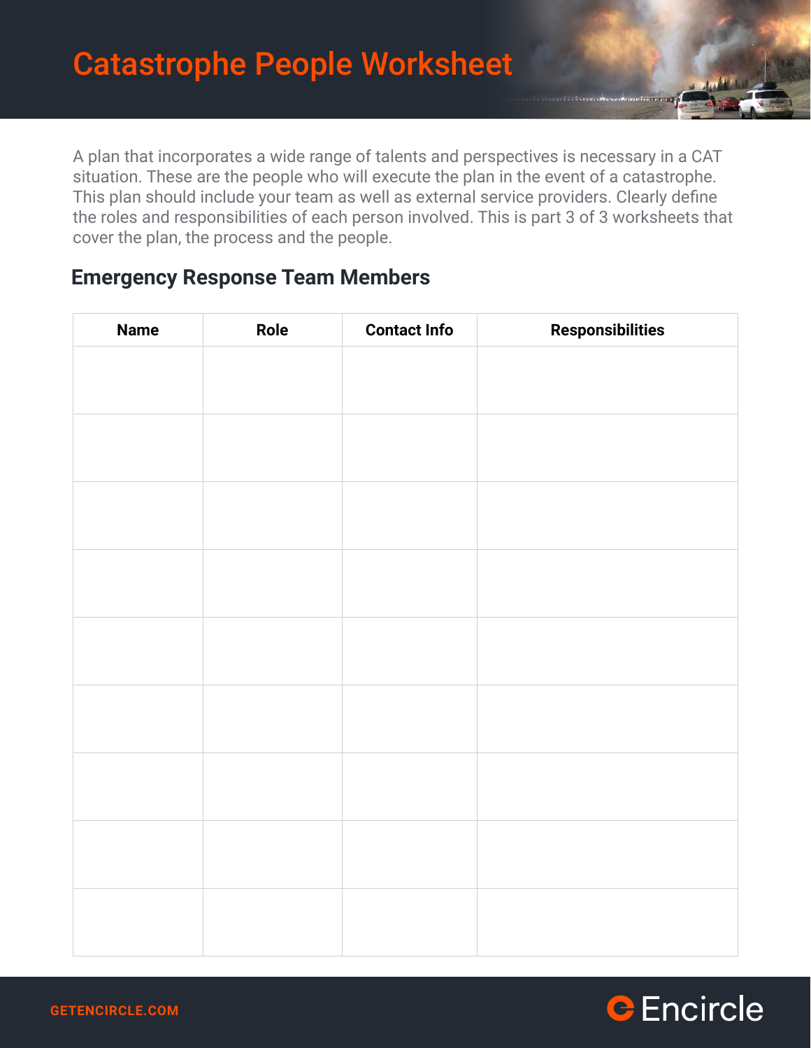# Catastrophe People Worksheet

A plan that incorporates a wide range of talents and perspectives is necessary in a CAT situation. These are the people who will execute the plan in the event of a catastrophe. This plan should include your team as well as external service providers. Clearly define the roles and responsibilities of each person involved. This is part 3 of 3 worksheets that cover the plan, the process and the people.

## Emergency Response Team Members

| Name | Role | Contact Info | Responsibilities |
|---|---|---|---|
| | | | |
| | | | |
| | | | |
| | | | |
| | | | |
| | | | |
| | | | |
| | | | |
| | | | |

GETENCIRCLE.COM

Encircle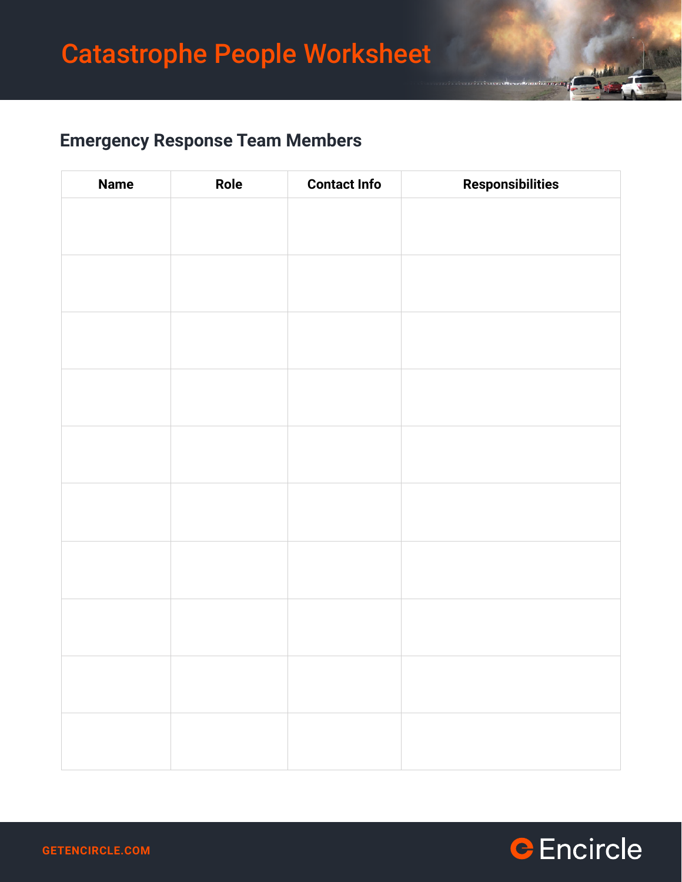# Catastrophe People Worksheet

## Emergency Response Team Members

| Name | Role | Contact Info | Responsibilities |
|---|---|---|---|
| | | | |
| | | | |
| | | | |
| | | | |
| | | | |
| | | | |
| | | | |
| | | | |
| | | | |
| | | | |

GETENCIRCLE.COM

Encircle